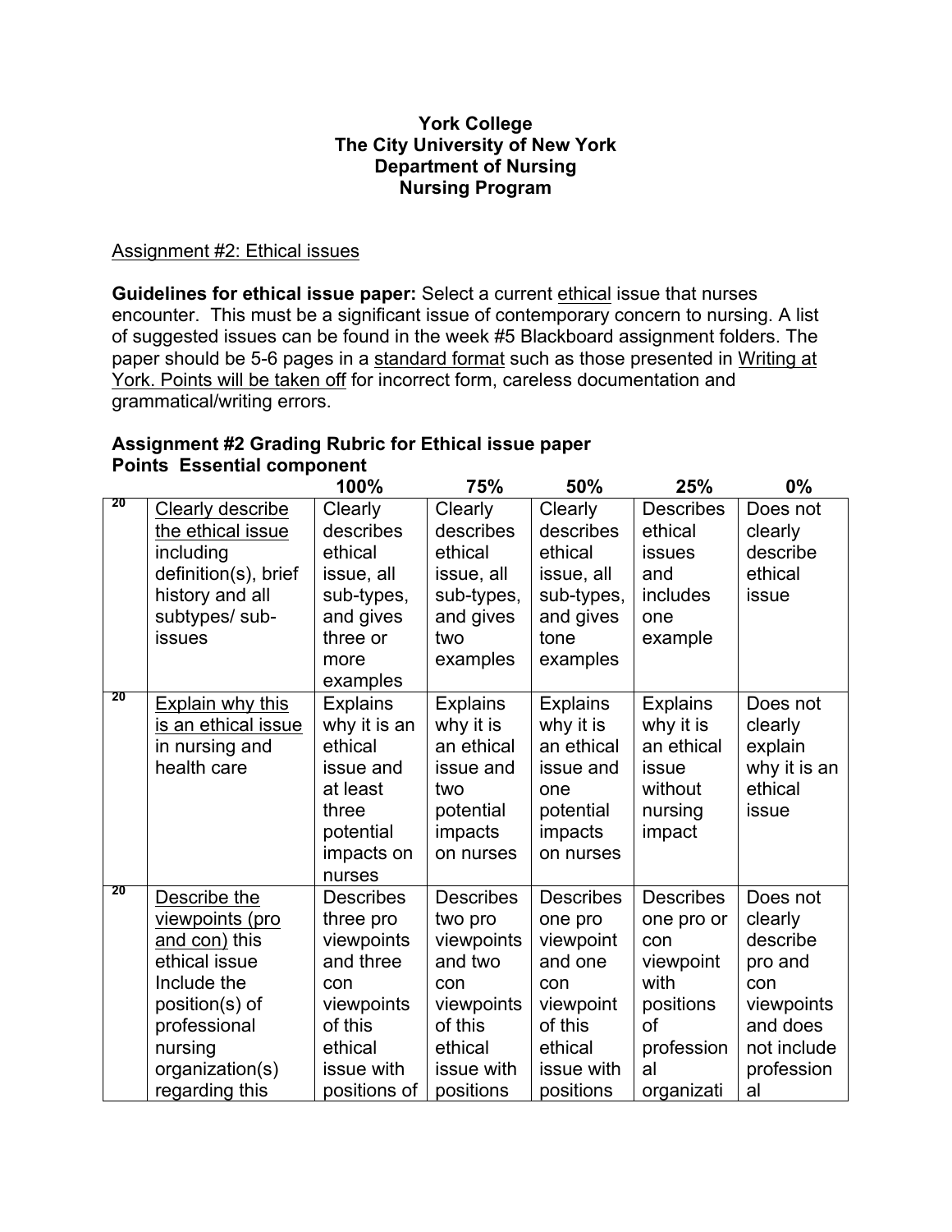**York College**
**The City University of New York**
**Department of Nursing**
**Nursing Program**

Assignment #2: Ethical issues

**Guidelines for ethical issue paper:** Select a current ethical issue that nurses encounter. This must be a significant issue of contemporary concern to nursing. A list of suggested issues can be found in the week #5 Blackboard assignment folders. The paper should be 5-6 pages in a standard format such as those presented in Writing at York. Points will be taken off for incorrect form, careless documentation and grammatical/writing errors.

**Assignment #2 Grading Rubric for Ethical issue paper**

| **Points** | **Essential component** | **100%** | **75%** | **50%** | **25%** | **0%** |
|---|---|---|---|---|---|---|
| 20 | Clearly describe the ethical issue including definition(s), brief history and all subtypes/ sub-issues | Clearly describes ethical issue, all sub-types, and gives three or more examples | Clearly describes ethical issue, all sub-types, and gives two examples | Clearly describes ethical issue, all sub-types, and gives tone examples | Describes ethical issues and includes one example | Does not clearly describe ethical issue |
| 20 | Explain why this is an ethical issue in nursing and health care | Explains why it is an ethical issue and at least three potential impacts on nurses | Explains why it is an ethical issue and two potential impacts on nurses | Explains why it is an ethical issue and one potential impacts on nurses | Explains why it is an ethical issue without nursing impact | Does not clearly explain why it is an ethical issue |
| 20 | Describe the viewpoints (pro and con) this ethical issue Include the position(s) of professional nursing organization(s) regarding this | Describes three pro viewpoints and three con viewpoints of this ethical issue with positions of | Describes two pro viewpoints and two con viewpoints of this ethical issue with positions | Describes one pro viewpoint and one con viewpoint of this ethical issue with positions | Describes one pro or con viewpoint with positions of profession al organizati | Does not clearly describe pro and con viewpoints and does not include profession al |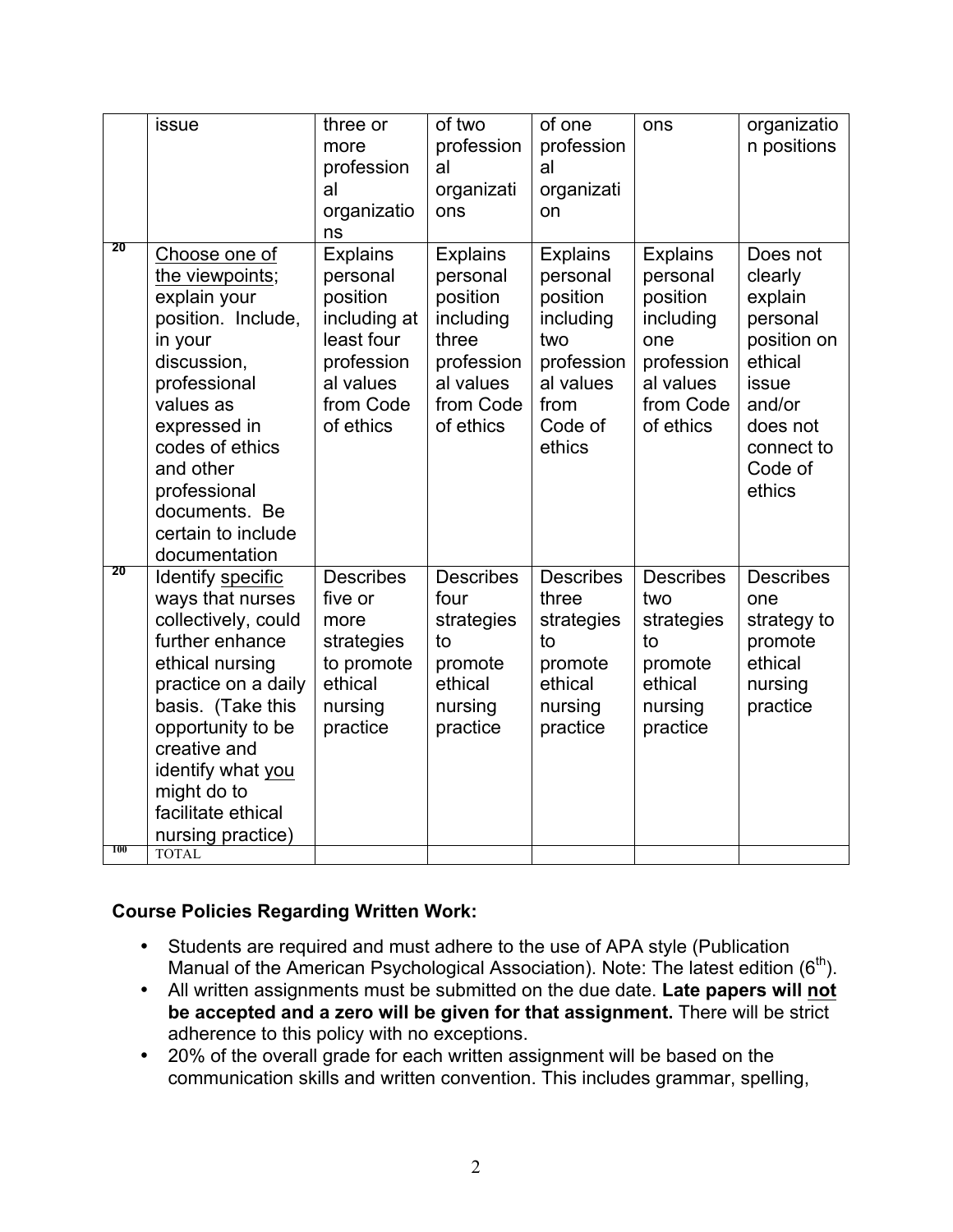| | issue | three or more professional organizations | of two professional organizations | of one professional organization | ons | organization positions |
|---|---|---|---|---|---|---|
| 20 | Choose one of the viewpoints; explain your position. Include, in your discussion, professional values as expressed in codes of ethics and other professional documents. Be certain to include documentation | Explains personal position including at least four professional values from Code of ethics | Explains personal position including three professional values from Code of ethics | Explains personal position including two professional values from Code of ethics | Explains personal position including one professional values from Code of ethics | Does not clearly explain personal position on ethical issue and/or does not connect to Code of ethics |
| 20 | Identify specific ways that nurses collectively, could further enhance ethical nursing practice on a daily basis. (Take this opportunity to be creative and identify what you might do to facilitate ethical nursing practice) | Describes five or more strategies to promote ethical nursing practice | Describes four strategies to promote ethical nursing practice | Describes three strategies to promote ethical nursing practice | Describes two strategies to promote ethical nursing practice | Describes one strategy to promote ethical nursing practice |
| 100 | TOTAL | | | | | |

**Course Policies Regarding Written Work:**

- Students are required and must adhere to the use of APA style (Publication Manual of the American Psychological Association). Note: The latest edition (6th).
- All written assignments must be submitted on the due date. **Late papers will not be accepted and a zero will be given for that assignment.** There will be strict adherence to this policy with no exceptions.
- 20% of the overall grade for each written assignment will be based on the communication skills and written convention. This includes grammar, spelling,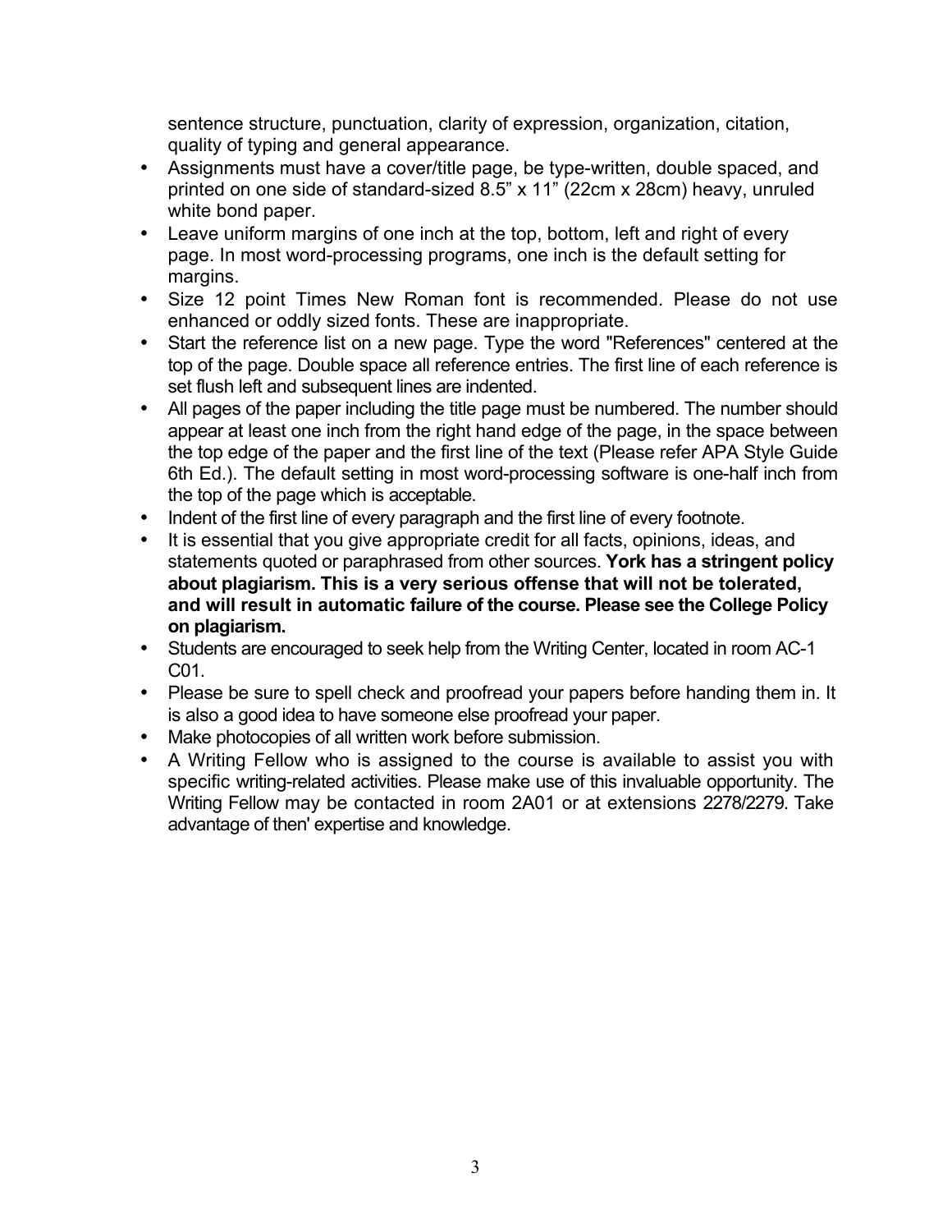sentence structure, punctuation, clarity of expression, organization, citation, quality of typing and general appearance.

- Assignments must have a cover/title page, be type-written, double spaced, and printed on one side of standard-sized 8.5" x 11" (22cm x 28cm) heavy, unruled white bond paper.
- Leave uniform margins of one inch at the top, bottom, left and right of every page. In most word-processing programs, one inch is the default setting for margins.
- Size 12 point Times New Roman font is recommended. Please do not use enhanced or oddly sized fonts. These are inappropriate.
- Start the reference list on a new page. Type the word "References" centered at the top of the page. Double space all reference entries. The first line of each reference is set flush left and subsequent lines are indented.
- All pages of the paper including the title page must be numbered. The number should appear at least one inch from the right hand edge of the page, in the space between the top edge of the paper and the first line of the text (Please refer APA Style Guide 6th Ed.). The default setting in most word-processing software is one-half inch from the top of the page which is acceptable.
- Indent of the first line of every paragraph and the first line of every footnote.
- It is essential that you give appropriate credit for all facts, opinions, ideas, and statements quoted or paraphrased from other sources. **York has a stringent policy about plagiarism. This is a very serious offense that will not be tolerated, and will result in automatic failure of the course. Please see the College Policy on plagiarism.**
- Students are encouraged to seek help from the Writing Center, located in room AC-1 C01.
- Please be sure to spell check and proofread your papers before handing them in. It is also a good idea to have someone else proofread your paper.
- Make photocopies of all written work before submission.
- A Writing Fellow who is assigned to the course is available to assist you with specific writing-related activities. Please make use of this invaluable opportunity. The Writing Fellow may be contacted in room 2A01 or at extensions 2278/2279. Take advantage of then' expertise and knowledge.